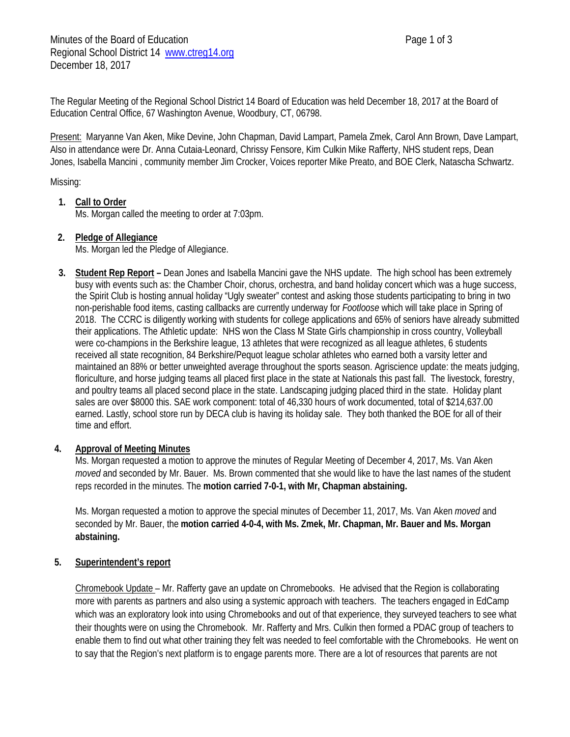Minutes of the Board of Education
Regional School District 14 www.ctreg14.org
December 18, 2017

The Regular Meeting of the Regional School District 14 Board of Education was held December 18, 2017 at the Board of Education Central Office, 67 Washington Avenue, Woodbury, CT, 06798.

Present: Maryanne Van Aken, Mike Devine, John Chapman, David Lampart, Pamela Zmek, Carol Ann Brown, Dave Lampart, Also in attendance were Dr. Anna Cutaia-Leonard, Chrissy Fensore, Kim Culkin Mike Rafferty, NHS student reps, Dean Jones, Isabella Mancini , community member Jim Crocker, Voices reporter Mike Preato, and BOE Clerk, Natascha Schwartz.

Missing:

1. **Call to Order**
   Ms. Morgan called the meeting to order at 7:03pm.

2. **Pledge of Allegiance**
   Ms. Morgan led the Pledge of Allegiance.

3. **Student Rep Report –** Dean Jones and Isabella Mancini gave the NHS update. The high school has been extremely busy with events such as: the Chamber Choir, chorus, orchestra, and band holiday concert which was a huge success, the Spirit Club is hosting annual holiday "Ugly sweater" contest and asking those students participating to bring in two non-perishable food items, casting callbacks are currently underway for *Footloose* which will take place in Spring of 2018. The CCRC is diligently working with students for college applications and 65% of seniors have already submitted their applications. The Athletic update: NHS won the Class M State Girls championship in cross country, Volleyball were co-champions in the Berkshire league, 13 athletes that were recognized as all league athletes, 6 students received all state recognition, 84 Berkshire/Pequot league scholar athletes who earned both a varsity letter and maintained an 88% or better unweighted average throughout the sports season. Agriscience update: the meats judging, floriculture, and horse judging teams all placed first place in the state at Nationals this past fall. The livestock, forestry, and poultry teams all placed second place in the state. Landscaping judging placed third in the state. Holiday plant sales are over $8000 this. SAE work component: total of 46,330 hours of work documented, total of $214,637.00 earned. Lastly, school store run by DECA club is having its holiday sale. They both thanked the BOE for all of their time and effort.

4. **Approval of Meeting Minutes**
   Ms. Morgan requested a motion to approve the minutes of Regular Meeting of December 4, 2017, Ms. Van Aken *moved* and seconded by Mr. Bauer. Ms. Brown commented that she would like to have the last names of the student reps recorded in the minutes. The **motion carried 7-0-1, with Mr, Chapman abstaining.**

   Ms. Morgan requested a motion to approve the special minutes of December 11, 2017, Ms. Van Aken *moved* and seconded by Mr. Bauer, the **motion carried 4-0-4, with Ms. Zmek, Mr. Chapman, Mr. Bauer and Ms. Morgan abstaining.**

5. **Superintendent's report**

   Chromebook Update – Mr. Rafferty gave an update on Chromebooks. He advised that the Region is collaborating more with parents as partners and also using a systemic approach with teachers. The teachers engaged in EdCamp which was an exploratory look into using Chromebooks and out of that experience, they surveyed teachers to see what their thoughts were on using the Chromebook. Mr. Rafferty and Mrs. Culkin then formed a PDAC group of teachers to enable them to find out what other training they felt was needed to feel comfortable with the Chromebooks. He went on to say that the Region's next platform is to engage parents more. There are a lot of resources that parents are not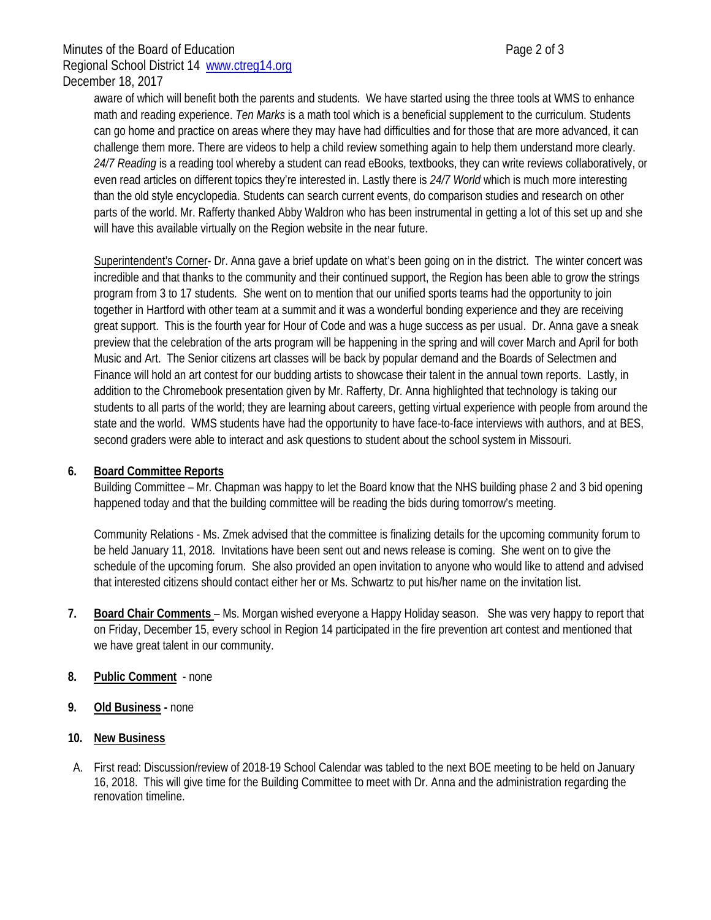aware of which will benefit both the parents and students. We have started using the three tools at WMS to enhance math and reading experience. *Ten Marks* is a math tool which is a beneficial supplement to the curriculum. Students can go home and practice on areas where they may have had difficulties and for those that are more advanced, it can challenge them more. There are videos to help a child review something again to help them understand more clearly. *24/7 Reading* is a reading tool whereby a student can read eBooks, textbooks, they can write reviews collaboratively, or even read articles on different topics they're interested in. Lastly there is *24/7 World* which is much more interesting than the old style encyclopedia. Students can search current events, do comparison studies and research on other parts of the world. Mr. Rafferty thanked Abby Waldron who has been instrumental in getting a lot of this set up and she will have this available virtually on the Region website in the near future.

Superintendent's Corner- Dr. Anna gave a brief update on what's been going on in the district. The winter concert was incredible and that thanks to the community and their continued support, the Region has been able to grow the strings program from 3 to 17 students. She went on to mention that our unified sports teams had the opportunity to join together in Hartford with other team at a summit and it was a wonderful bonding experience and they are receiving great support. This is the fourth year for Hour of Code and was a huge success as per usual. Dr. Anna gave a sneak preview that the celebration of the arts program will be happening in the spring and will cover March and April for both Music and Art. The Senior citizens art classes will be back by popular demand and the Boards of Selectmen and Finance will hold an art contest for our budding artists to showcase their talent in the annual town reports. Lastly, in addition to the Chromebook presentation given by Mr. Rafferty, Dr. Anna highlighted that technology is taking our students to all parts of the world; they are learning about careers, getting virtual experience with people from around the state and the world. WMS students have had the opportunity to have face-to-face interviews with authors, and at BES, second graders were able to interact and ask questions to student about the school system in Missouri.

**6. Board Committee Reports**

Building Committee – Mr. Chapman was happy to let the Board know that the NHS building phase 2 and 3 bid opening happened today and that the building committee will be reading the bids during tomorrow's meeting.

Community Relations - Ms. Zmek advised that the committee is finalizing details for the upcoming community forum to be held January 11, 2018. Invitations have been sent out and news release is coming. She went on to give the schedule of the upcoming forum. She also provided an open invitation to anyone who would like to attend and advised that interested citizens should contact either her or Ms. Schwartz to put his/her name on the invitation list.

**7. Board Chair Comments** – Ms. Morgan wished everyone a Happy Holiday season. She was very happy to report that on Friday, December 15, every school in Region 14 participated in the fire prevention art contest and mentioned that we have great talent in our community.

**8. Public Comment** - none

**9. Old Business -** none

**10. New Business**

A. First read: Discussion/review of 2018-19 School Calendar was tabled to the next BOE meeting to be held on January 16, 2018. This will give time for the Building Committee to meet with Dr. Anna and the administration regarding the renovation timeline.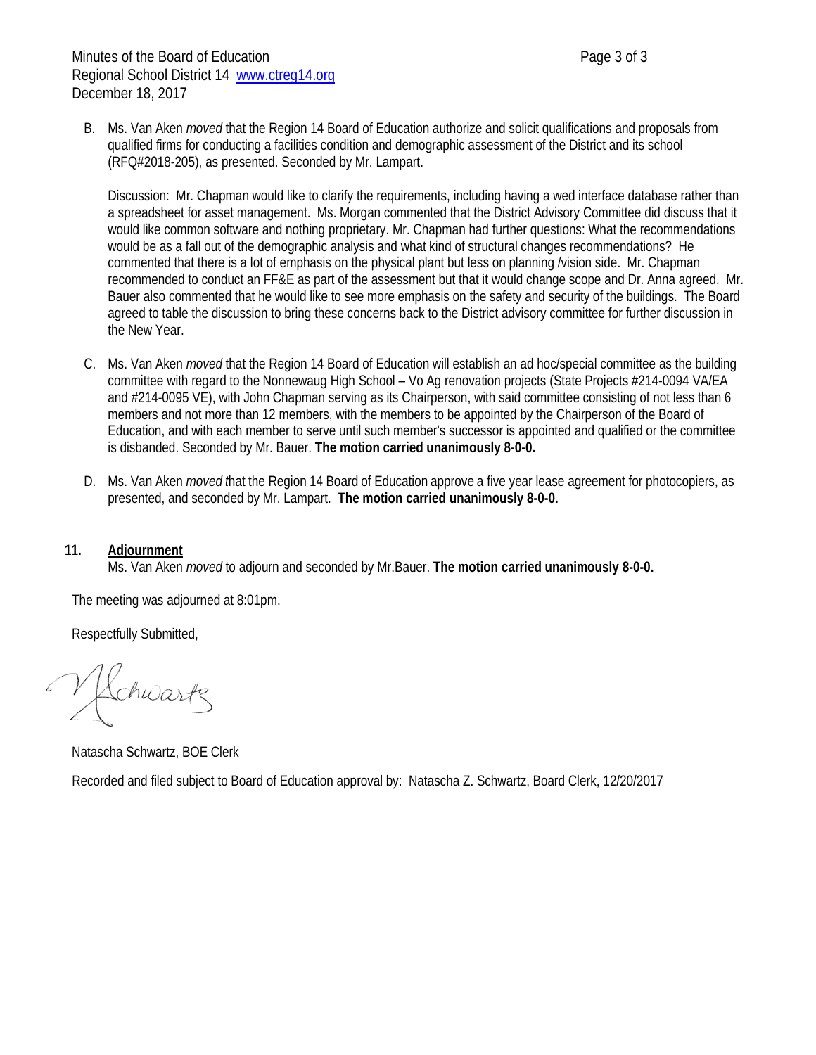B. Ms. Van Aken *moved* that the Region 14 Board of Education authorize and solicit qualifications and proposals from qualified firms for conducting a facilities condition and demographic assessment of the District and its school (RFQ#2018-205), as presented. Seconded by Mr. Lampart.

   Discussion: Mr. Chapman would like to clarify the requirements, including having a wed interface database rather than a spreadsheet for asset management. Ms. Morgan commented that the District Advisory Committee did discuss that it would like common software and nothing proprietary. Mr. Chapman had further questions: What the recommendations would be as a fall out of the demographic analysis and what kind of structural changes recommendations? He commented that there is a lot of emphasis on the physical plant but less on planning /vision side. Mr. Chapman recommended to conduct an FF&E as part of the assessment but that it would change scope and Dr. Anna agreed. Mr. Bauer also commented that he would like to see more emphasis on the safety and security of the buildings. The Board agreed to table the discussion to bring these concerns back to the District advisory committee for further discussion in the New Year.

C. Ms. Van Aken *moved* that the Region 14 Board of Education will establish an ad hoc/special committee as the building committee with regard to the Nonnewaug High School – Vo Ag renovation projects (State Projects #214-0094 VA/EA and #214-0095 VE), with John Chapman serving as its Chairperson, with said committee consisting of not less than 6 members and not more than 12 members, with the members to be appointed by the Chairperson of the Board of Education, and with each member to serve until such member's successor is appointed and qualified or the committee is disbanded. Seconded by Mr. Bauer. **The motion carried unanimously 8-0-0.**

D. Ms. Van Aken *moved t*hat the Region 14 Board of Education approve a five year lease agreement for photocopiers, as presented, and seconded by Mr. Lampart. **The motion carried unanimously 8-0-0.**

**11. Adjournment**

Ms. Van Aken *moved* to adjourn and seconded by Mr.Bauer. **The motion carried unanimously 8-0-0.**

The meeting was adjourned at 8:01pm.

Respectfully Submitted,

NSchwartz

Natascha Schwartz, BOE Clerk

Recorded and filed subject to Board of Education approval by: Natascha Z. Schwartz, Board Clerk, 12/20/2017